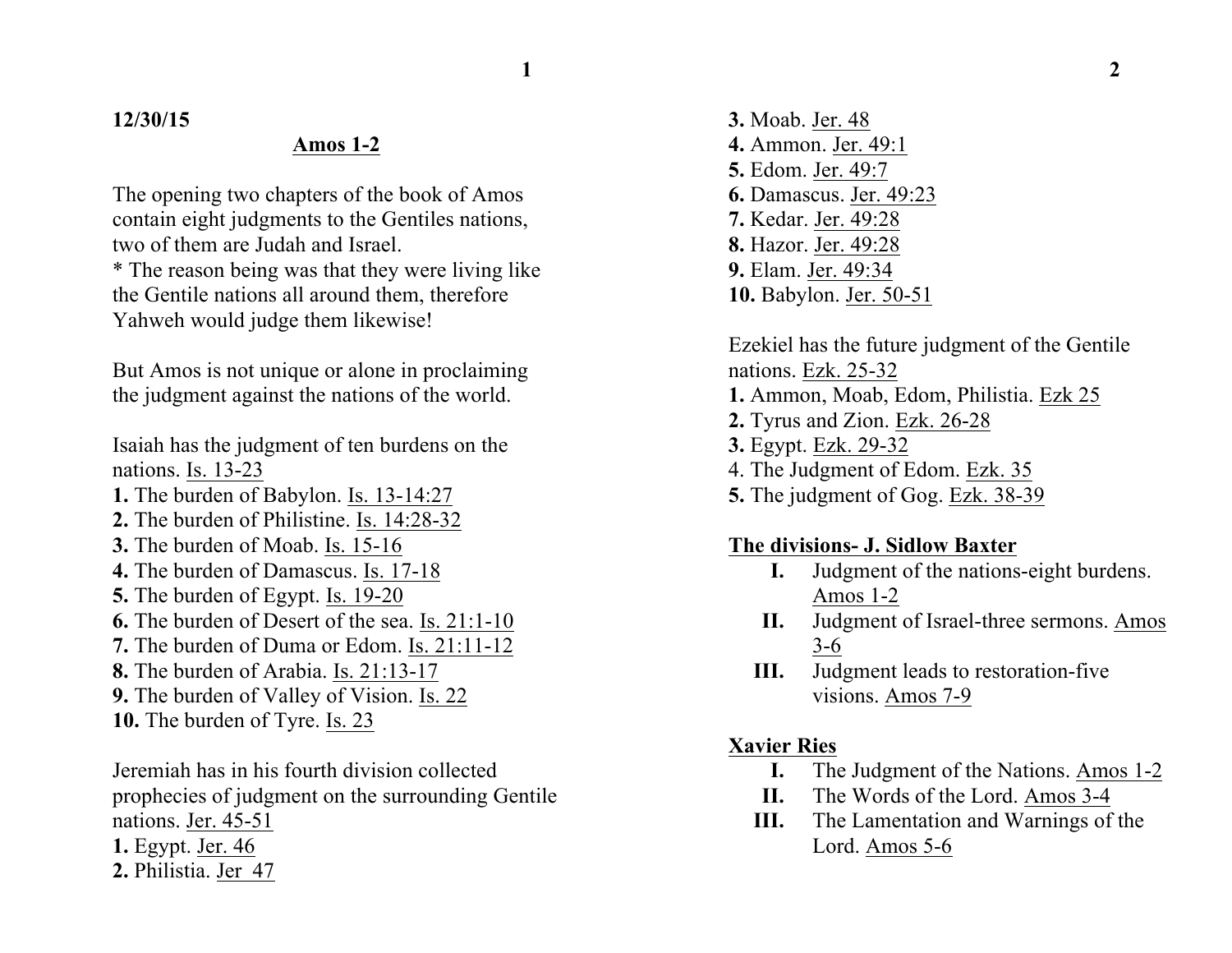**12/30/15**

## Amos 1-2

The opening two chapters of the book of Amos contain eight judgments to the Gentiles nations, two of them are Judah and Israel.
* The reason being was that they were living like the Gentile nations all around them, therefore Yahweh would judge them likewise!

But Amos is not unique or alone in proclaiming the judgment against the nations of the world.

Isaiah has the judgment of ten burdens on the nations. Is. 13-23
**1.** The burden of Babylon. Is. 13-14:27
**2.** The burden of Philistine. Is. 14:28-32
**3.** The burden of Moab. Is. 15-16
**4.** The burden of Damascus. Is. 17-18
**5.** The burden of Egypt. Is. 19-20
**6.** The burden of Desert of the sea. Is. 21:1-10
**7.** The burden of Duma or Edom. Is. 21:11-12
**8.** The burden of Arabia. Is. 21:13-17
**9.** The burden of Valley of Vision. Is. 22
**10.** The burden of Tyre. Is. 23

Jeremiah has in his fourth division collected prophecies of judgment on the surrounding Gentile nations. Jer. 45-51
**1.** Egypt. Jer. 46
**2.** Philistia. Jer 47
**3.** Moab. Jer. 48
**4.** Ammon. Jer. 49:1
**5.** Edom. Jer. 49:7
**6.** Damascus. Jer. 49:23
**7.** Kedar. Jer. 49:28
**8.** Hazor. Jer. 49:28
**9.** Elam. Jer. 49:34
**10.** Babylon. Jer. 50-51

Ezekiel has the future judgment of the Gentile nations. Ezk. 25-32
**1.** Ammon, Moab, Edom, Philistia. Ezk 25
**2.** Tyrus and Zion. Ezk. 26-28
**3.** Egypt. Ezk. 29-32
4. The Judgment of Edom. Ezk. 35
**5.** The judgment of Gog. Ezk. 38-39

**The divisions- J. Sidlow Baxter**

- **I.** Judgment of the nations-eight burdens. Amos 1-2
- **II.** Judgment of Israel-three sermons. Amos 3-6
- **III.** Judgment leads to restoration-five visions. Amos 7-9

**Xavier Ries**

- **I.** The Judgment of the Nations. Amos 1-2
- **II.** The Words of the Lord. Amos 3-4
- **III.** The Lamentation and Warnings of the Lord. Amos 5-6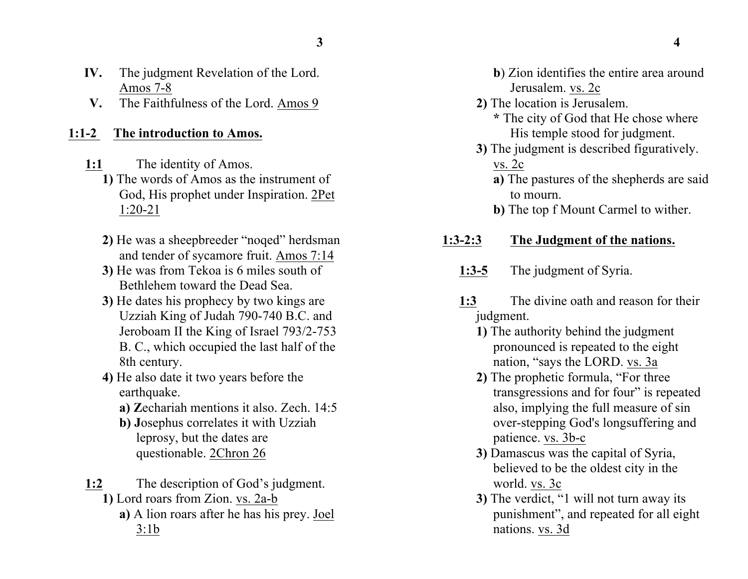**IV.** The judgment Revelation of the Lord. Amos 7-8

**V.** The Faithfulness of the Lord. Amos 9

## 1:1-2 The introduction to Amos.

**1:1** The identity of Amos.

**1)** The words of Amos as the instrument of God, His prophet under Inspiration. 2Pet 1:20-21

**2)** He was a sheepbreeder "noqed" herdsman and tender of sycamore fruit. Amos 7:14

**3)** He was from Tekoa is 6 miles south of Bethlehem toward the Dead Sea.

**3)** He dates his prophecy by two kings are Uzziah King of Judah 790-740 B.C. and Jeroboam II the King of Israel 793/2-753 B. C., which occupied the last half of the 8th century.

**4)** He also date it two years before the earthquake.

- **a) Z**echariah mentions it also. Zech. 14:5
- **b) J**osephus correlates it with Uzziah leprosy, but the dates are questionable. 2Chron 26

**1:2** The description of God's judgment.

**1)** Lord roars from Zion. vs. 2a-b

- **a)** A lion roars after he has his prey. Joel 3:1b
- **b**) Zion identifies the entire area around Jerusalem. vs. 2c

**2)** The location is Jerusalem.

- **\*** The city of God that He chose where His temple stood for judgment.

**3)** The judgment is described figuratively. vs. 2c

- **a)** The pastures of the shepherds are said to mourn.
- **b)** The top f Mount Carmel to wither.

## 1:3-2:3 The Judgment of the nations.

**1:3-5** The judgment of Syria.

**1:3** The divine oath and reason for their judgment.

**1)** The authority behind the judgment pronounced is repeated to the eight nation, "says the LORD. vs. 3a

**2)** The prophetic formula, "For three transgressions and for four" is repeated also, implying the full measure of sin over-stepping God's longsuffering and patience. vs. 3b-c

**3)** Damascus was the capital of Syria, believed to be the oldest city in the world. vs. 3c

**3)** The verdict, "1 will not turn away its punishment", and repeated for all eight nations. vs. 3d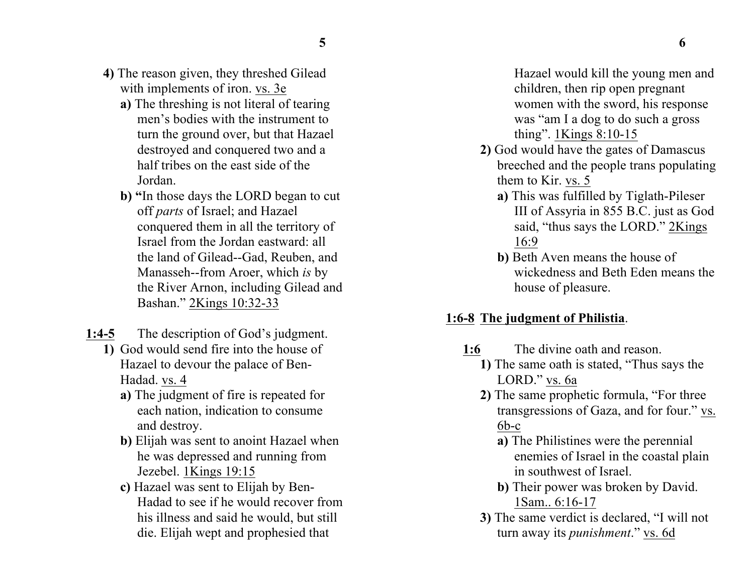**4)** The reason given, they threshed Gilead with implements of iron. vs. 3e

**a)** The threshing is not literal of tearing men's bodies with the instrument to turn the ground over, but that Hazael destroyed and conquered two and a half tribes on the east side of the Jordan.

**b) "**In those days the LORD began to cut off *parts* of Israel; and Hazael conquered them in all the territory of Israel from the Jordan eastward: all the land of Gilead--Gad, Reuben, and Manasseh--from Aroer, which *is* by the River Arnon, including Gilead and Bashan." 2Kings 10:32-33

**1:4-5** The description of God's judgment.

**1)** God would send fire into the house of Hazael to devour the palace of Ben-Hadad. vs. 4

**a)** The judgment of fire is repeated for each nation, indication to consume and destroy.

**b)** Elijah was sent to anoint Hazael when he was depressed and running from Jezebel. 1Kings 19:15

**c)** Hazael was sent to Elijah by Ben-Hadad to see if he would recover from his illness and said he would, but still die. Elijah wept and prophesied that Hazael would kill the young men and children, then rip open pregnant women with the sword, his response was "am I a dog to do such a gross thing". 1Kings 8:10-15

**2)** God would have the gates of Damascus breeched and the people trans populating them to Kir. vs. 5

**a)** This was fulfilled by Tiglath-Pileser III of Assyria in 855 B.C. just as God said, "thus says the LORD." 2Kings 16:9

**b)** Beth Aven means the house of wickedness and Beth Eden means the house of pleasure.

**1:6-8 The judgment of Philistia**.

**1:6** The divine oath and reason.

**1)** The same oath is stated, "Thus says the LORD." vs. 6a

**2)** The same prophetic formula, "For three transgressions of Gaza, and for four." vs. 6b-c

**a)** The Philistines were the perennial enemies of Israel in the coastal plain in southwest of Israel.

**b)** Their power was broken by David. 1Sam.. 6:16-17

**3)** The same verdict is declared, "I will not turn away its *punishment*." vs. 6d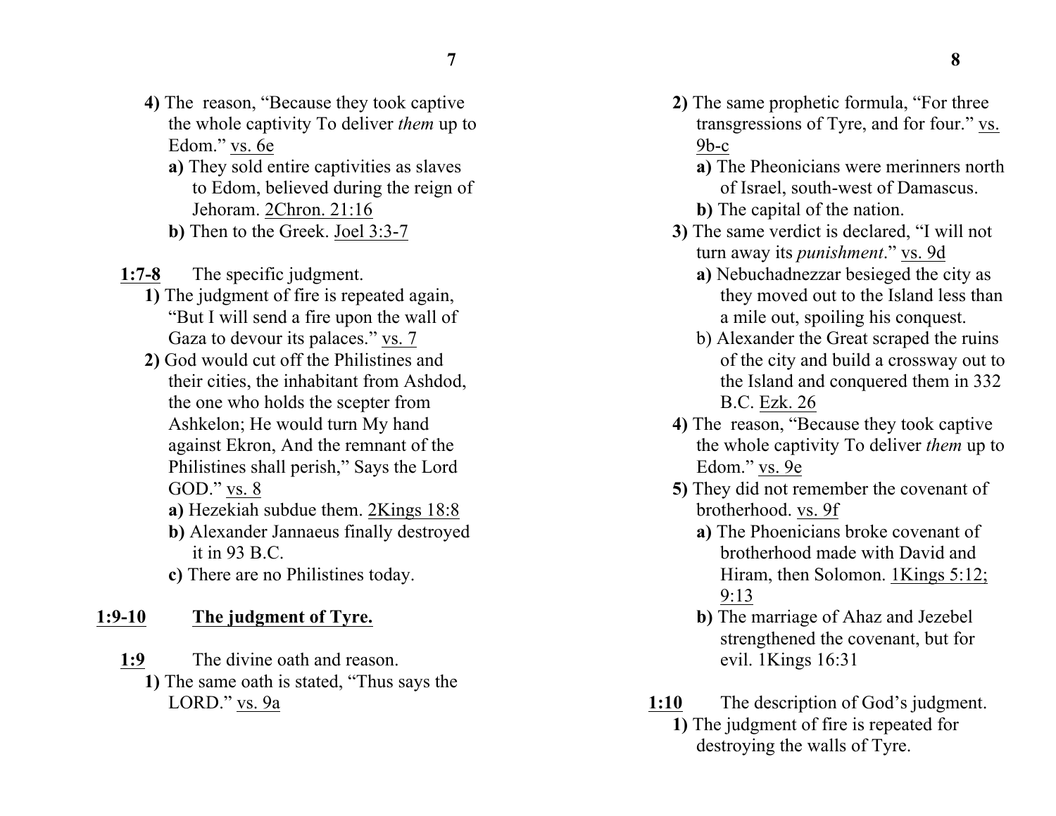4) The reason, "Because they took captive the whole captivity To deliver *them* up to Edom." vs. 6e

a) They sold entire captivities as slaves to Edom, believed during the reign of Jehoram. 2Chron. 21:16

b) Then to the Greek. Joel 3:3-7

**1:7-8** The specific judgment.

**1)** The judgment of fire is repeated again, "But I will send a fire upon the wall of Gaza to devour its palaces." vs. 7

**2)** God would cut off the Philistines and their cities, the inhabitant from Ashdod, the one who holds the scepter from Ashkelon; He would turn My hand against Ekron, And the remnant of the Philistines shall perish," Says the Lord GOD." vs. 8

**a)** Hezekiah subdue them. 2Kings 18:8

**b)** Alexander Jannaeus finally destroyed it in 93 B.C.

**c)** There are no Philistines today.

## 1:9-10 The judgment of Tyre.

**1:9** The divine oath and reason.

**1)** The same oath is stated, "Thus says the LORD." vs. 9a

**2)** The same prophetic formula, "For three transgressions of Tyre, and for four." vs. 9b-c

**a)** The Pheonicians were merinners north of Israel, south-west of Damascus.

**b)** The capital of the nation.

**3)** The same verdict is declared, "I will not turn away its *punishment*." vs. 9d

**a)** Nebuchadnezzar besieged the city as they moved out to the Island less than a mile out, spoiling his conquest.

b) Alexander the Great scraped the ruins of the city and build a crossway out to the Island and conquered them in 332 B.C. Ezk. 26

**4)** The reason, "Because they took captive the whole captivity To deliver *them* up to Edom." vs. 9e

**5)** They did not remember the covenant of brotherhood. vs. 9f

**a)** The Phoenicians broke covenant of brotherhood made with David and Hiram, then Solomon. 1Kings 5:12; 9:13

**b)** The marriage of Ahaz and Jezebel strengthened the covenant, but for evil. 1Kings 16:31

**1:10** The description of God's judgment.

**1)** The judgment of fire is repeated for destroying the walls of Tyre.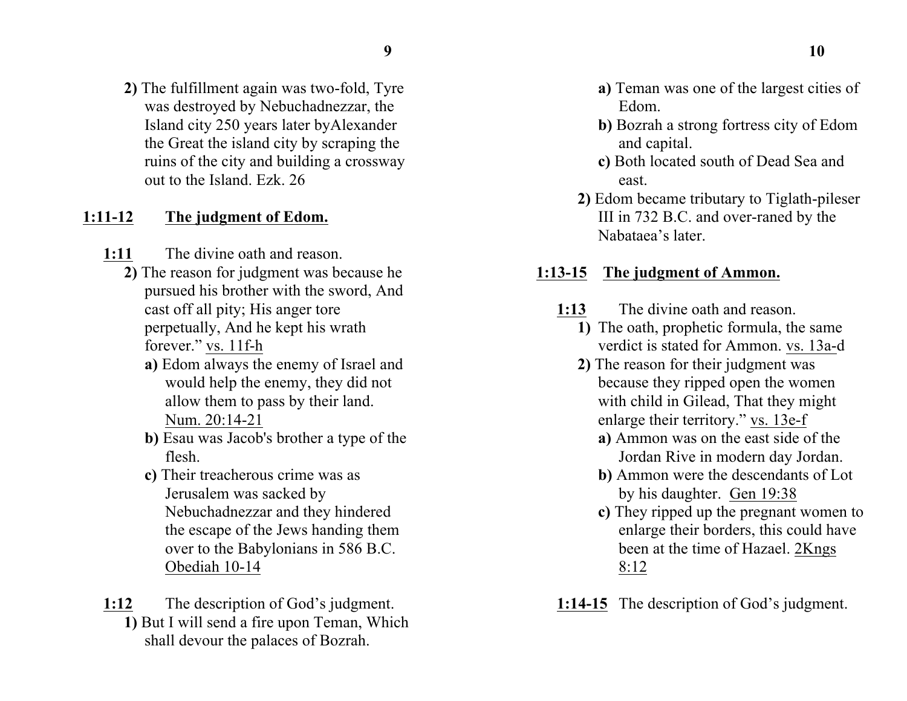**2)** The fulfillment again was two-fold, Tyre was destroyed by Nebuchadnezzar, the Island city 250 years later byAlexander the Great the island city by scraping the ruins of the city and building a crossway out to the Island. Ezk. 26

## 1:11-12 The judgment of Edom.

**1:11** The divine oath and reason.

**2)** The reason for judgment was because he pursued his brother with the sword, And cast off all pity; His anger tore perpetually, And he kept his wrath forever.” vs. 11f-h

**a)** Edom always the enemy of Israel and would help the enemy, they did not allow them to pass by their land. Num. 20:14-21

**b)** Esau was Jacob's brother a type of the flesh.

**c)** Their treacherous crime was as Jerusalem was sacked by Nebuchadnezzar and they hindered the escape of the Jews handing them over to the Babylonians in 586 B.C. Obediah 10-14

**1:12** The description of God’s judgment.

**1)** But I will send a fire upon Teman, Which shall devour the palaces of Bozrah.

**a)** Teman was one of the largest cities of Edom.

**b)** Bozrah a strong fortress city of Edom and capital.

**c)** Both located south of Dead Sea and east.

**2)** Edom became tributary to Tiglath-pileser III in 732 B.C. and over-raned by the Nabataea’s later.

## 1:13-15 The judgment of Ammon.

**1:13** The divine oath and reason.

**1)** The oath, prophetic formula, the same verdict is stated for Ammon. vs. 13a-d

**2)** The reason for their judgment was because they ripped open the women with child in Gilead, That they might enlarge their territory.” vs. 13e-f

**a)** Ammon was on the east side of the Jordan Rive in modern day Jordan.

**b)** Ammon were the descendants of Lot by his daughter. Gen 19:38

**c)** They ripped up the pregnant women to enlarge their borders, this could have been at the time of Hazael. 2Kngs 8:12

**1:14-15** The description of God’s judgment.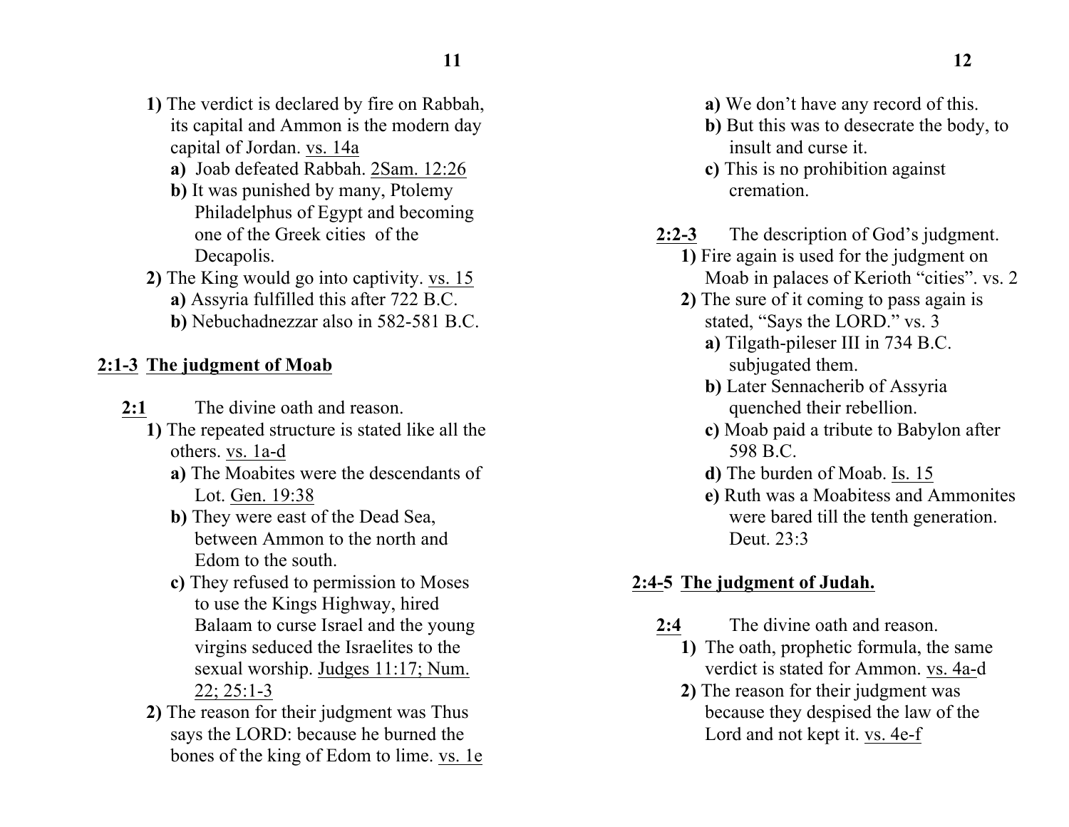**1)** The verdict is declared by fire on Rabbah, its capital and Ammon is the modern day capital of Jordan. vs. 14a

- **a)** Joab defeated Rabbah. 2Sam. 12:26
- **b)** It was punished by many, Ptolemy Philadelphus of Egypt and becoming one of the Greek cities of the Decapolis.

**2)** The King would go into captivity. vs. 15

- **a)** Assyria fulfilled this after 722 B.C.
- **b)** Nebuchadnezzar also in 582-581 B.C.

## 2:1-3 The judgment of Moab

**2:1** The divine oath and reason.

**1)** The repeated structure is stated like all the others. vs. 1a-d

- **a)** The Moabites were the descendants of Lot. Gen. 19:38
- **b)** They were east of the Dead Sea, between Ammon to the north and Edom to the south.
- **c)** They refused to permission to Moses to use the Kings Highway, hired Balaam to curse Israel and the young virgins seduced the Israelites to the sexual worship. Judges 11:17; Num. 22; 25:1-3

**2)** The reason for their judgment was Thus says the LORD: because he burned the bones of the king of Edom to lime. vs. 1e

- **a)** We don't have any record of this.
- **b)** But this was to desecrate the body, to insult and curse it.
- **c)** This is no prohibition against cremation.

**2:2-3** The description of God's judgment.

**1)** Fire again is used for the judgment on Moab in palaces of Kerioth "cities". vs. 2

**2)** The sure of it coming to pass again is stated, "Says the LORD." vs. 3

- **a)** Tilgath-pileser III in 734 B.C. subjugated them.
- **b)** Later Sennacherib of Assyria quenched their rebellion.
- **c)** Moab paid a tribute to Babylon after 598 B.C.
- **d)** The burden of Moab. Is. 15
- **e)** Ruth was a Moabitess and Ammonites were bared till the tenth generation. Deut. 23:3

## 2:4-5 The judgment of Judah.

**2:4** The divine oath and reason.

**1)** The oath, prophetic formula, the same verdict is stated for Ammon. vs. 4a-d

**2)** The reason for their judgment was because they despised the law of the Lord and not kept it. vs. 4e-f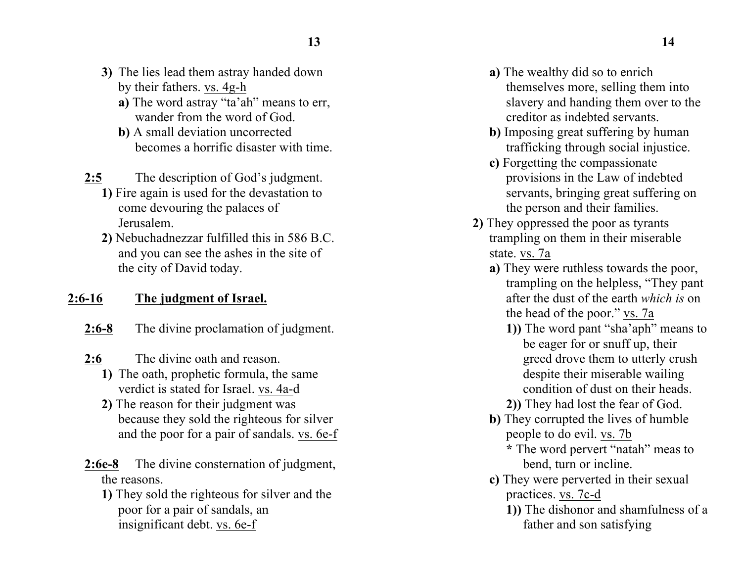**3)** The lies lead them astray handed down by their fathers. <u>vs. 4g-h</u>

**a)** The word astray "ta'ah" means to err, wander from the word of God.

**b)** A small deviation uncorrected becomes a horrific disaster with time.

<u>**2:5**</u> The description of God's judgment.

**1)** Fire again is used for the devastation to come devouring the palaces of Jerusalem.

**2)** Nebuchadnezzar fulfilled this in 586 B.C. and you can see the ashes in the site of the city of David today.

<u>**2:6-16**</u> <u>**The judgment of Israel.**</u>

<u>**2:6-8**</u> The divine proclamation of judgment.

<u>**2:6**</u> The divine oath and reason.

**1)** The oath, prophetic formula, the same verdict is stated for Israel. <u>vs. 4a-</u>d

**2)** The reason for their judgment was because they sold the righteous for silver and the poor for a pair of sandals. <u>vs. 6e-f</u>

<u>**2:6e-8**</u> The divine consternation of judgment, the reasons.

**1)** They sold the righteous for silver and the poor for a pair of sandals, an insignificant debt. <u>vs. 6e-f</u>

**a)** The wealthy did so to enrich themselves more, selling them into slavery and handing them over to the creditor as indebted servants.

**b)** Imposing great suffering by human trafficking through social injustice.

**c)** Forgetting the compassionate provisions in the Law of indebted servants, bringing great suffering on the person and their families.

**2)** They oppressed the poor as tyrants trampling on them in their miserable state. <u>vs. 7a</u>

**a)** They were ruthless towards the poor, trampling on the helpless, "They pant after the dust of the earth *which is* on the head of the poor." <u>vs. 7a</u>

**1))** The word pant "sha'aph" means to be eager for or snuff up, their greed drove them to utterly crush despite their miserable wailing condition of dust on their heads.

**2))** They had lost the fear of God.

**b)** They corrupted the lives of humble people to do evil. <u>vs. 7b</u>

**\*** The word pervert "natah" meas to bend, turn or incline.

**c)** They were perverted in their sexual practices. <u>vs. 7c-d</u>

**1))** The dishonor and shamfulness of a father and son satisfying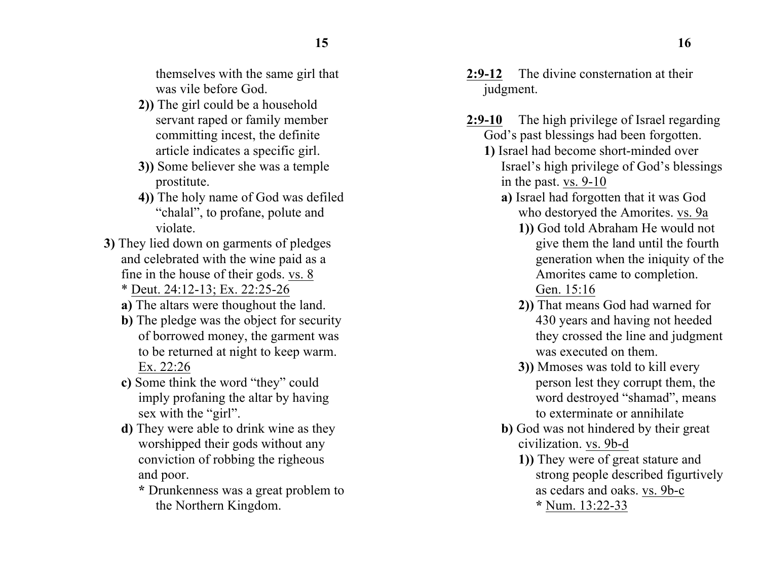themselves with the same girl that was vile before God.

**2))** The girl could be a household servant raped or family member committing incest, the definite article indicates a specific girl.

**3))** Some believer she was a temple prostitute.

**4))** The holy name of God was defiled "chalal", to profane, polute and violate.

**3)** They lied down on garments of pledges and celebrated with the wine paid as a fine in the house of their gods. vs. 8
* Deut. 24:12-13; Ex. 22:25-26

**a)** The altars were thoughout the land.

**b)** The pledge was the object for security of borrowed money, the garment was to be returned at night to keep warm. Ex. 22:26

**c)** Some think the word "they" could imply profaning the altar by having sex with the "girl".

**d)** They were able to drink wine as they worshipped their gods without any conviction of robbing the righeous and poor.
**\*** Drunkenness was a great problem to the Northern Kingdom.

2:9-12 The divine consternation at their judgment.

2:9-10 The high privilege of Israel regarding God's past blessings had been forgotten.

**1)** Israel had become short-minded over Israel's high privilege of God's blessings in the past. vs. 9-10

**a)** Israel had forgotten that it was God who destoryed the Amorites. vs. 9a

**1))** God told Abraham He would not give them the land until the fourth generation when the iniquity of the Amorites came to completion. Gen. 15:16

**2))** That means God had warned for 430 years and having not heeded they crossed the line and judgment was executed on them.

**3))** Mmoses was told to kill every person lest they corrupt them, the word destroyed "shamad", means to exterminate or annihilate

**b)** God was not hindered by their great civilization. vs. 9b-d

**1))** They were of great stature and strong people described figurtively as cedars and oaks. vs. 9b-c
**\*** Num. 13:22-33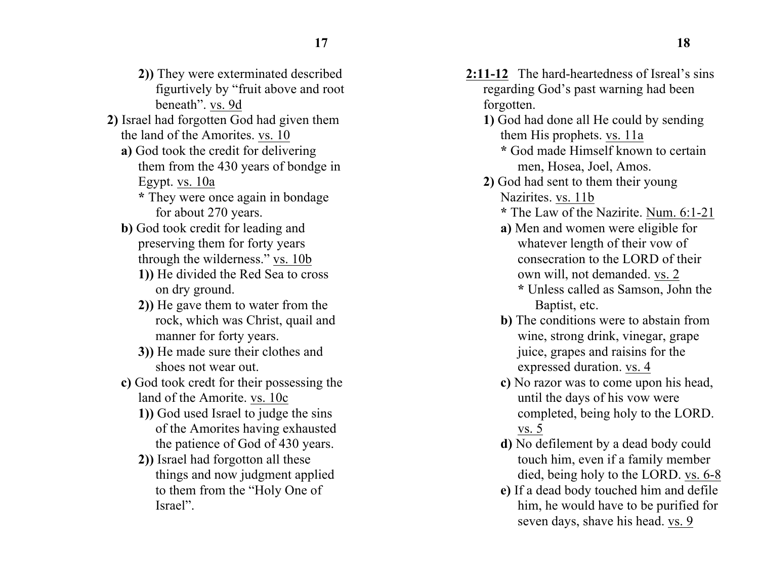2)) They were exterminated described figurtively by “fruit above and root beneath”. vs. 9d

2) Israel had forgotten God had given them the land of the Amorites. vs. 10

a) God took the credit for delivering them from the 430 years of bondge in Egypt. vs. 10a

* They were once again in bondage for about 270 years.

b) God took credit for leading and preserving them for forty years through the wilderness.” vs. 10b

1)) He divided the Red Sea to cross on dry ground.

2)) He gave them to water from the rock, which was Christ, quail and manner for forty years.

3)) He made sure their clothes and shoes not wear out.

c) God took credt for their possessing the land of the Amorite. vs. 10c

1)) God used Israel to judge the sins of the Amorites having exhausted the patience of God of 430 years.

2)) Israel had forgotton all these things and now judgment applied to them from the “Holy One of Israel”.

2:11-12 The hard-heartedness of Isreal’s sins regarding God’s past warning had been forgotten.

1) God had done all He could by sending them His prophets. vs. 11a

* God made Himself known to certain men, Hosea, Joel, Amos.

2) God had sent to them their young Nazirites. vs. 11b

* The Law of the Nazirite. Num. 6:1-21

a) Men and women were eligible for whatever length of their vow of consecration to the LORD of their own will, not demanded. vs. 2

* Unless called as Samson, John the Baptist, etc.

b) The conditions were to abstain from wine, strong drink, vinegar, grape juice, grapes and raisins for the expressed duration. vs. 4

c) No razor was to come upon his head, until the days of his vow were completed, being holy to the LORD. vs. 5

d) No defilement by a dead body could touch him, even if a family member died, being holy to the LORD. vs. 6-8

e) If a dead body touched him and defile him, he would have to be purified for seven days, shave his head. vs. 9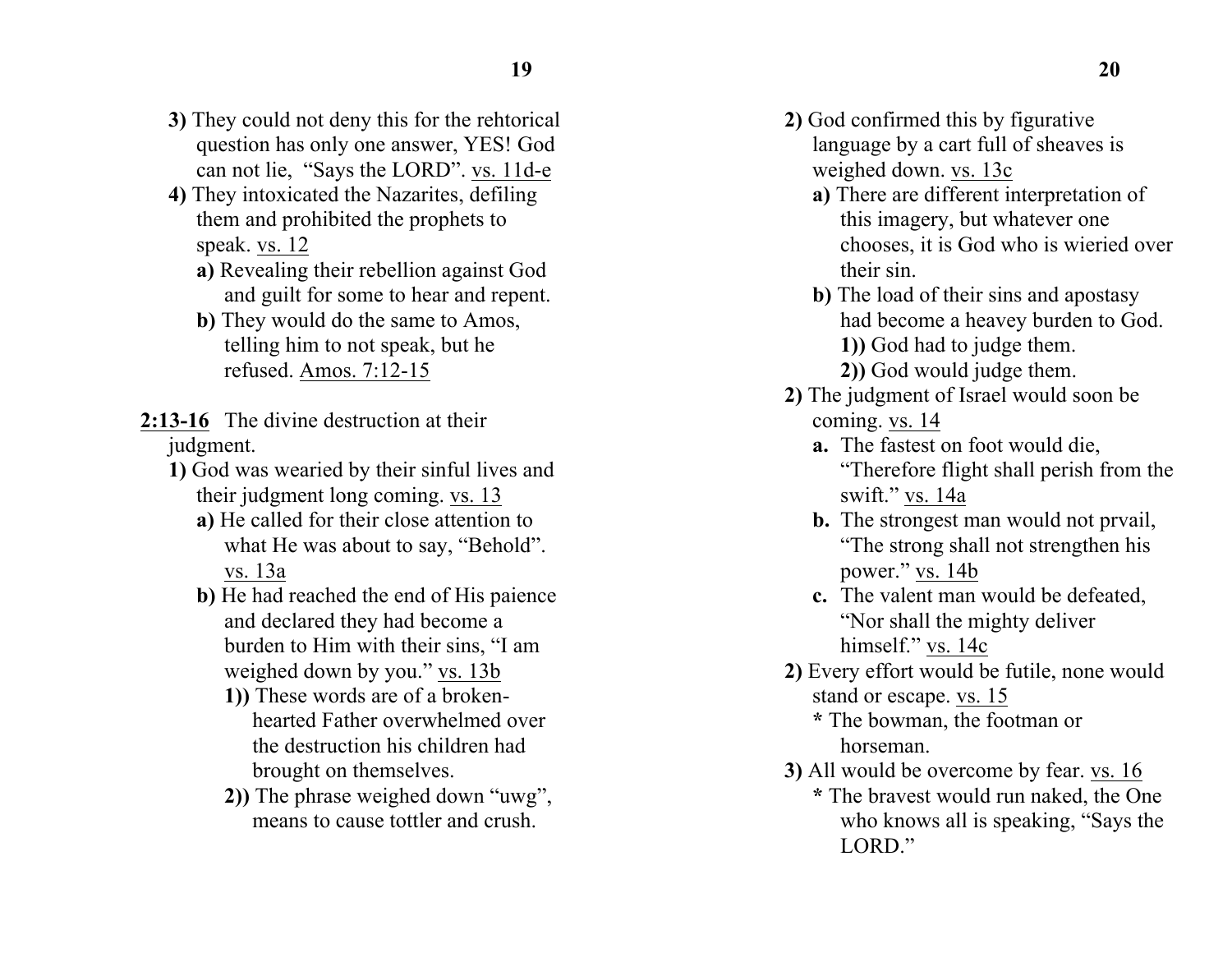**3)** They could not deny this for the rehtorical question has only one answer, YES! God can not lie, "Says the LORD". vs. 11d-e

**4)** They intoxicated the Nazarites, defiling them and prohibited the prophets to speak. vs. 12

- **a)** Revealing their rebellion against God and guilt for some to hear and repent.
- **b)** They would do the same to Amos, telling him to not speak, but he refused. Amos. 7:12-15

**2:13-16** The divine destruction at their judgment.

**1)** God was wearied by their sinful lives and their judgment long coming. vs. 13

- **a)** He called for their close attention to what He was about to say, "Behold". vs. 13a
- **b)** He had reached the end of His paience and declared they had become a burden to Him with their sins, "I am weighed down by you." vs. 13b
  - **1))** These words are of a broken-hearted Father overwhelmed over the destruction his children had brought on themselves.
  - **2))** The phrase weighed down "uwg", means to cause tottler and crush.

**2)** God confirmed this by figurative language by a cart full of sheaves is weighed down. vs. 13c

- **a)** There are different interpretation of this imagery, but whatever one chooses, it is God who is wieried over their sin.
- **b)** The load of their sins and apostasy had become a heavey burden to God.
  - **1))** God had to judge them.
  - **2))** God would judge them.

**2)** The judgment of Israel would soon be coming. vs. 14

- **a.** The fastest on foot would die, "Therefore flight shall perish from the swift." vs. 14a
- **b.** The strongest man would not prvail, "The strong shall not strengthen his power." vs. 14b
- **c.** The valent man would be defeated, "Nor shall the mighty deliver himself." vs. 14c

**2)** Every effort would be futile, none would stand or escape. vs. 15

- **\*** The bowman, the footman or horseman.

**3)** All would be overcome by fear. vs. 16

- **\*** The bravest would run naked, the One who knows all is speaking, "Says the LORD."